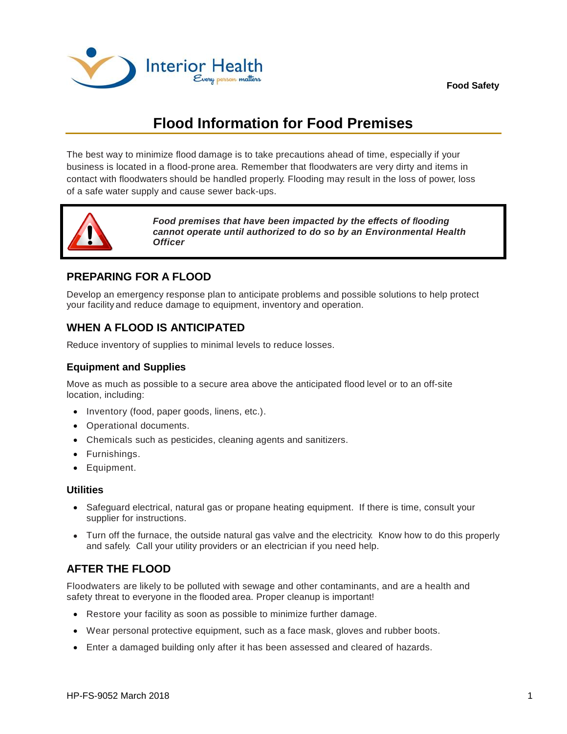Food Safety

# Flood Information for Food Premises

The best way to minimize flood damage is to take precautions ahead of time, especially if your business is located in a flood-prone area. Remember that floodwaters are very dirty and items in contact with floodwaters should be handled properly. Flooding may result in the loss of power, loss of a safe water supply and cause sewer back-ups.

> ***Food premises that have been impacted by the effects of flooding cannot operate until authorized to do so by an Environmental Health Officer***

## PREPARING FOR A FLOOD

Develop an emergency response plan to anticipate problems and possible solutions to help protect your facility and reduce damage to equipment, inventory and operation.

## WHEN A FLOOD IS ANTICIPATED

Reduce inventory of supplies to minimal levels to reduce losses.

### Equipment and Supplies

Move as much as possible to a secure area above the anticipated flood level or to an off-site location, including:

- Inventory (food, paper goods, linens, etc.).
- Operational documents.
- Chemicals such as pesticides, cleaning agents and sanitizers.
- Furnishings.
- Equipment.

### Utilities

- Safeguard electrical, natural gas or propane heating equipment. If there is time, consult your supplier for instructions.
- Turn off the furnace, the outside natural gas valve and the electricity. Know how to do this properly and safely. Call your utility providers or an electrician if you need help.

## AFTER THE FLOOD

Floodwaters are likely to be polluted with sewage and other contaminants, and are a health and safety threat to everyone in the flooded area. Proper cleanup is important!

- Restore your facility as soon as possible to minimize further damage.
- Wear personal protective equipment, such as a face mask, gloves and rubber boots.
- Enter a damaged building only after it has been assessed and cleared of hazards.

HP-FS-9052 March 2018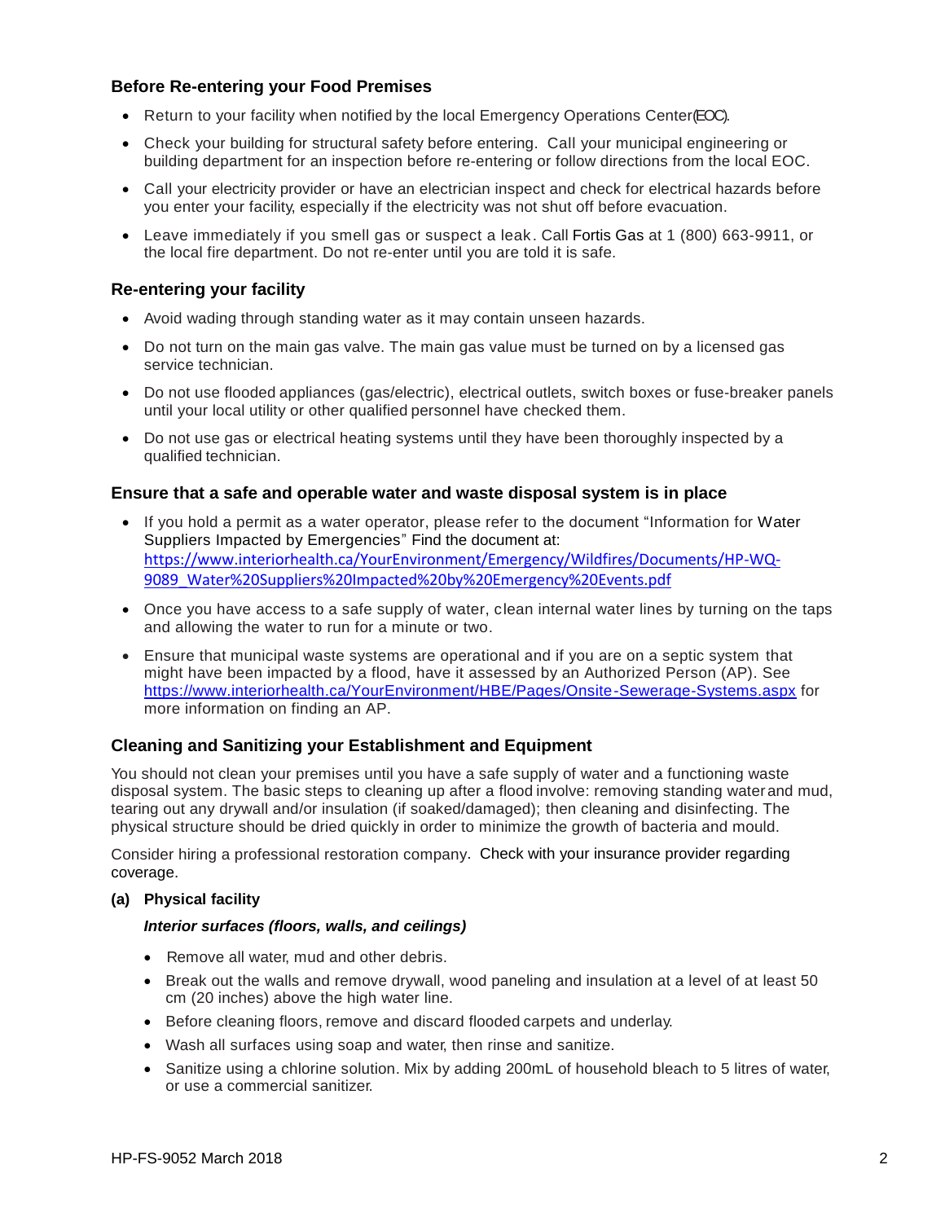### Before Re-entering your Food Premises

- Return to your facility when notified by the local Emergency Operations Center (EOC).
- Check your building for structural safety before entering. Call your municipal engineering or building department for an inspection before re-entering or follow directions from the local EOC.
- Call your electricity provider or have an electrician inspect and check for electrical hazards before you enter your facility, especially if the electricity was not shut off before evacuation.
- Leave immediately if you smell gas or suspect a leak. Call Fortis Gas at 1 (800) 663-9911, or the local fire department. Do not re-enter until you are told it is safe.

### Re-entering your facility

- Avoid wading through standing water as it may contain unseen hazards.
- Do not turn on the main gas valve. The main gas value must be turned on by a licensed gas service technician.
- Do not use flooded appliances (gas/electric), electrical outlets, switch boxes or fuse-breaker panels until your local utility or other qualified personnel have checked them.
- Do not use gas or electrical heating systems until they have been thoroughly inspected by a qualified technician.

### Ensure that a safe and operable water and waste disposal system is in place

- If you hold a permit as a water operator, please refer to the document "Information for Water Suppliers Impacted by Emergencies" Find the document at: https://www.interiorhealth.ca/YourEnvironment/Emergency/Wildfires/Documents/HP-WQ-9089_Water%20Suppliers%20Impacted%20by%20Emergency%20Events.pdf
- Once you have access to a safe supply of water, clean internal water lines by turning on the taps and allowing the water to run for a minute or two.
- Ensure that municipal waste systems are operational and if you are on a septic system that might have been impacted by a flood, have it assessed by an Authorized Person (AP). See https://www.interiorhealth.ca/YourEnvironment/HBE/Pages/Onsite-Sewerage-Systems.aspx for more information on finding an AP.

### Cleaning and Sanitizing your Establishment and Equipment

You should not clean your premises until you have a safe supply of water and a functioning waste disposal system. The basic steps to cleaning up after a flood involve: removing standing water and mud, tearing out any drywall and/or insulation (if soaked/damaged); then cleaning and disinfecting. The physical structure should be dried quickly in order to minimize the growth of bacteria and mould.

Consider hiring a professional restoration company. Check with your insurance provider regarding coverage.

**(a) Physical facility**

***Interior surfaces (floors, walls, and ceilings)***

- Remove all water, mud and other debris.
- Break out the walls and remove drywall, wood paneling and insulation at a level of at least 50 cm (20 inches) above the high water line.
- Before cleaning floors, remove and discard flooded carpets and underlay.
- Wash all surfaces using soap and water, then rinse and sanitize.
- Sanitize using a chlorine solution. Mix by adding 200mL of household bleach to 5 litres of water, or use a commercial sanitizer.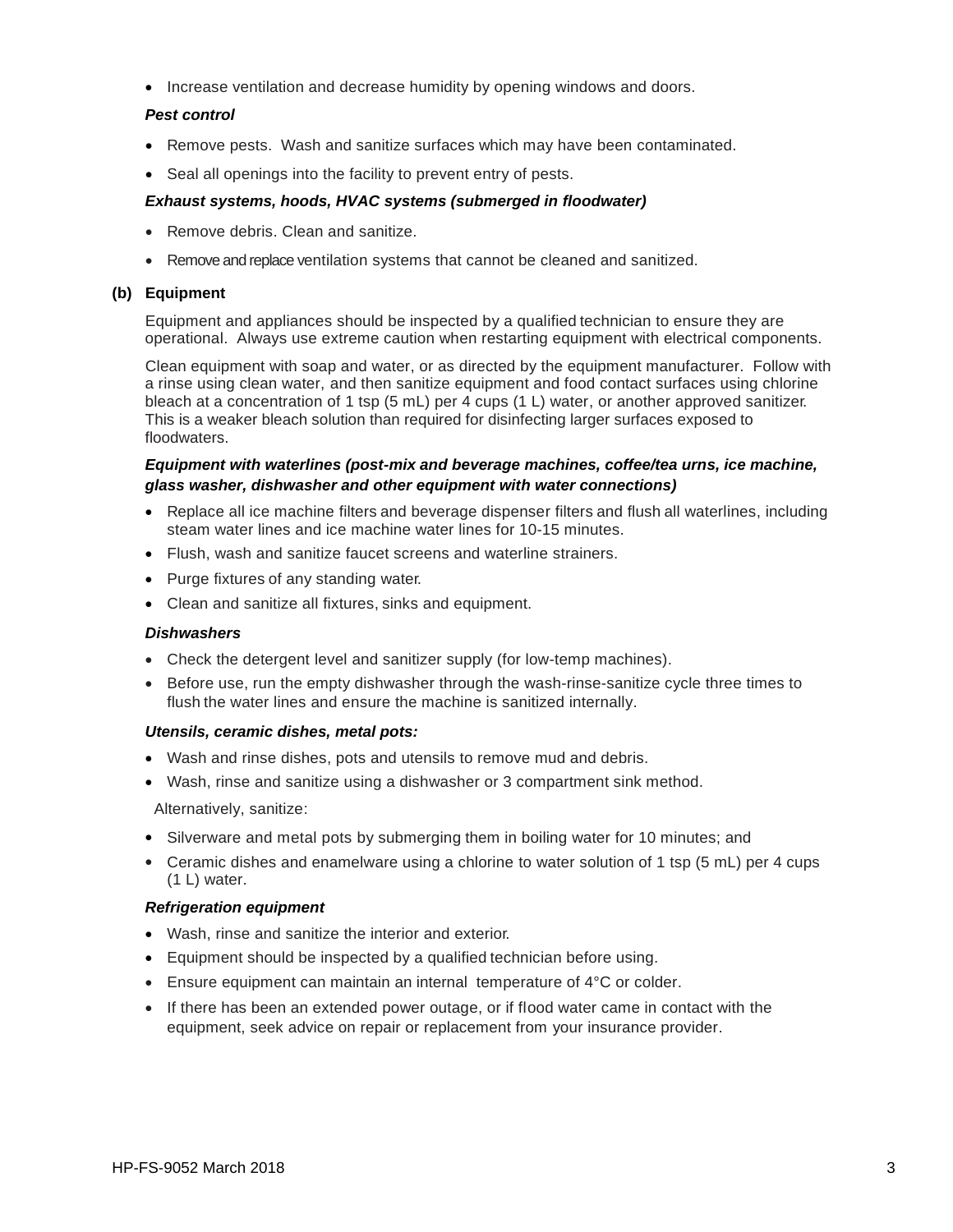- Increase ventilation and decrease humidity by opening windows and doors.

***Pest control***

- Remove pests. Wash and sanitize surfaces which may have been contaminated.
- Seal all openings into the facility to prevent entry of pests.

***Exhaust systems, hoods, HVAC systems (submerged in floodwater)***

- Remove debris. Clean and sanitize.
- Remove and replace ventilation systems that cannot be cleaned and sanitized.

**(b) Equipment**

Equipment and appliances should be inspected by a qualified technician to ensure they are operational. Always use extreme caution when restarting equipment with electrical components.

Clean equipment with soap and water, or as directed by the equipment manufacturer. Follow with a rinse using clean water, and then sanitize equipment and food contact surfaces using chlorine bleach at a concentration of 1 tsp (5 mL) per 4 cups (1 L) water, or another approved sanitizer. This is a weaker bleach solution than required for disinfecting larger surfaces exposed to floodwaters.

***Equipment with waterlines (post-mix and beverage machines, coffee/tea urns, ice machine, glass washer, dishwasher and other equipment with water connections)***

- Replace all ice machine filters and beverage dispenser filters and flush all waterlines, including steam water lines and ice machine water lines for 10-15 minutes.
- Flush, wash and sanitize faucet screens and waterline strainers.
- Purge fixtures of any standing water.
- Clean and sanitize all fixtures, sinks and equipment.

***Dishwashers***

- Check the detergent level and sanitizer supply (for low-temp machines).
- Before use, run the empty dishwasher through the wash-rinse-sanitize cycle three times to flush the water lines and ensure the machine is sanitized internally.

***Utensils, ceramic dishes, metal pots:***

- Wash and rinse dishes, pots and utensils to remove mud and debris.
- Wash, rinse and sanitize using a dishwasher or 3 compartment sink method.

Alternatively, sanitize:

- Silverware and metal pots by submerging them in boiling water for 10 minutes; and
- Ceramic dishes and enamelware using a chlorine to water solution of 1 tsp (5 mL) per 4 cups (1 L) water.

***Refrigeration equipment***

- Wash, rinse and sanitize the interior and exterior.
- Equipment should be inspected by a qualified technician before using.
- Ensure equipment can maintain an internal temperature of 4°C or colder.
- If there has been an extended power outage, or if flood water came in contact with the equipment, seek advice on repair or replacement from your insurance provider.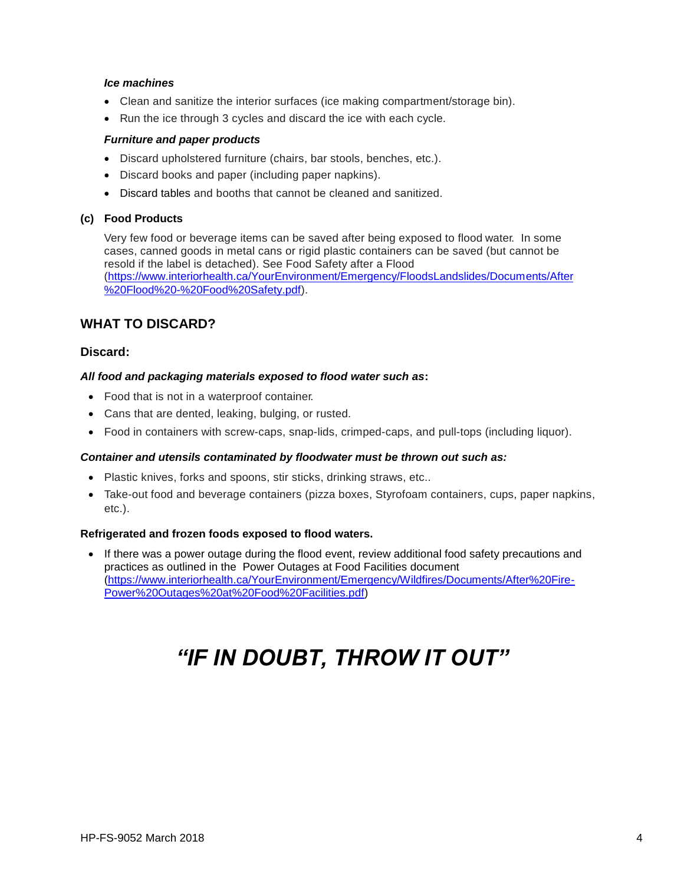***Ice machines***

- Clean and sanitize the interior surfaces (ice making compartment/storage bin).
- Run the ice through 3 cycles and discard the ice with each cycle.

***Furniture and paper products***

- Discard upholstered furniture (chairs, bar stools, benches, etc.).
- Discard books and paper (including paper napkins).
- Discard tables and booths that cannot be cleaned and sanitized.

**(c) Food Products**

Very few food or beverage items can be saved after being exposed to flood water. In some cases, canned goods in metal cans or rigid plastic containers can be saved (but cannot be resold if the label is detached). See Food Safety after a Flood (https://www.interiorhealth.ca/YourEnvironment/Emergency/FloodsLandslides/Documents/After%20Flood%20-%20Food%20Safety.pdf).

## WHAT TO DISCARD?

### Discard:

***All food and packaging materials exposed to flood water such as*:**

- Food that is not in a waterproof container.
- Cans that are dented, leaking, bulging, or rusted.
- Food in containers with screw-caps, snap-lids, crimped-caps, and pull-tops (including liquor).

***Container and utensils contaminated by floodwater must be thrown out such as:***

- Plastic knives, forks and spoons, stir sticks, drinking straws, etc..
- Take-out food and beverage containers (pizza boxes, Styrofoam containers, cups, paper napkins, etc.).

**Refrigerated and frozen foods exposed to flood waters.**

- If there was a power outage during the flood event, review additional food safety precautions and practices as outlined in the Power Outages at Food Facilities document (https://www.interiorhealth.ca/YourEnvironment/Emergency/Wildfires/Documents/After%20Fire-Power%20Outages%20at%20Food%20Facilities.pdf)

# *"IF IN DOUBT, THROW IT OUT"*

HP-FS-9052 March 2018